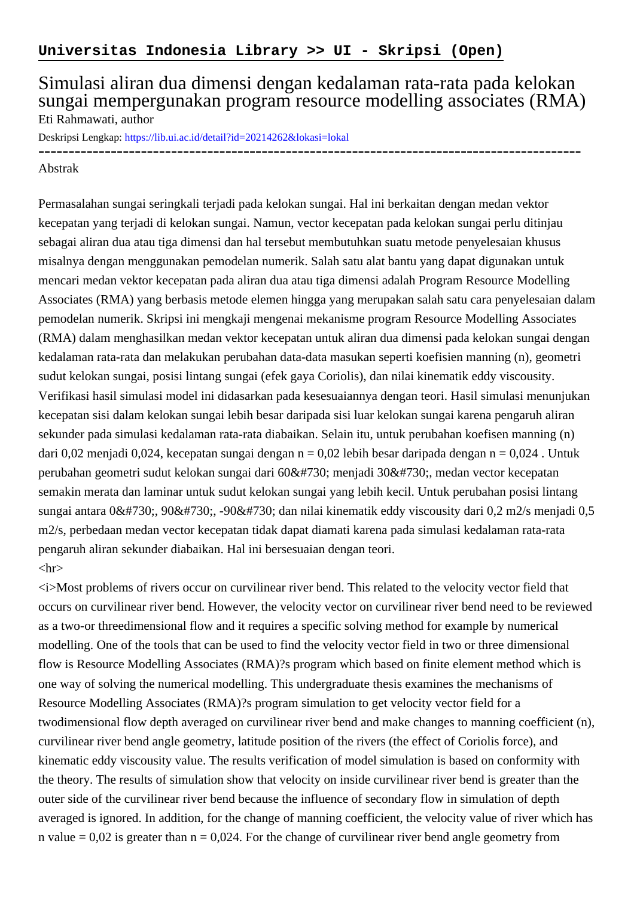# Universitas Indonesia Library >> UI - Skripsi (Open)

## Simulasi aliran dua dimensi dengan kedalaman rata-rata pada kelokan sungai mempergunakan program resource modelling associates (RMA)

Eti Rahmawati, author

Deskripsi Lengkap: https://lib.ui.ac.id/detail?id=20214262&lokasi=lokal

------------------------------------------------------------------------------------------

Abstrak

Permasalahan sungai seringkali terjadi pada kelokan sungai. Hal ini berkaitan dengan medan vektor kecepatan yang terjadi di kelokan sungai. Namun, vector kecepatan pada kelokan sungai perlu ditinjau sebagai aliran dua atau tiga dimensi dan hal tersebut membutuhkan suatu metode penyelesaian khusus misalnya dengan menggunakan pemodelan numerik. Salah satu alat bantu yang dapat digunakan untuk mencari medan vektor kecepatan pada aliran dua atau tiga dimensi adalah Program Resource Modelling Associates (RMA) yang berbasis metode elemen hingga yang merupakan salah satu cara penyelesaian dalam pemodelan numerik. Skripsi ini mengkaji mengenai mekanisme program Resource Modelling Associates (RMA) dalam menghasilkan medan vektor kecepatan untuk aliran dua dimensi pada kelokan sungai dengan kedalaman rata-rata dan melakukan perubahan data-data masukan seperti koefisien manning (n), geometri sudut kelokan sungai, posisi lintang sungai (efek gaya Coriolis), dan nilai kinematik eddy viscousity. Verifikasi hasil simulasi model ini didasarkan pada kesesuaiannya dengan teori. Hasil simulasi menunjukan kecepatan sisi dalam kelokan sungai lebih besar daripada sisi luar kelokan sungai karena pengaruh aliran sekunder pada simulasi kedalaman rata-rata diabaikan. Selain itu, untuk perubahan koefisen manning (n) dari 0,02 menjadi 0,024, kecepatan sungai dengan n = 0,02 lebih besar daripada dengan n = 0,024 . Untuk perubahan geometri sudut kelokan sungai dari 60&#730; menjadi 30&#730;, medan vector kecepatan semakin merata dan laminar untuk sudut kelokan sungai yang lebih kecil. Untuk perubahan posisi lintang sungai antara 0&#730;, 90&#730;, -90&#730; dan nilai kinematik eddy viscousity dari 0,2 m2/s menjadi 0,5 m2/s, perbedaan medan vector kecepatan tidak dapat diamati karena pada simulasi kedalaman rata-rata pengaruh aliran sekunder diabaikan. Hal ini bersesuaian dengan teori.

<hr>

<i>Most problems of rivers occur on curvilinear river bend. This related to the velocity vector field that occurs on curvilinear river bend. However, the velocity vector on curvilinear river bend need to be reviewed as a two-or threedimensional flow and it requires a specific solving method for example by numerical modelling. One of the tools that can be used to find the velocity vector field in two or three dimensional flow is Resource Modelling Associates (RMA)?s program which based on finite element method which is one way of solving the numerical modelling. This undergraduate thesis examines the mechanisms of Resource Modelling Associates (RMA)?s program simulation to get velocity vector field for a twodimensional flow depth averaged on curvilinear river bend and make changes to manning coefficient (n), curvilinear river bend angle geometry, latitude position of the rivers (the effect of Coriolis force), and kinematic eddy viscousity value. The results verification of model simulation is based on conformity with the theory. The results of simulation show that velocity on inside curvilinear river bend is greater than the outer side of the curvilinear river bend because the influence of secondary flow in simulation of depth averaged is ignored. In addition, for the change of manning coefficient, the velocity value of river which has n value = 0,02 is greater than n = 0,024. For the change of curvilinear river bend angle geometry from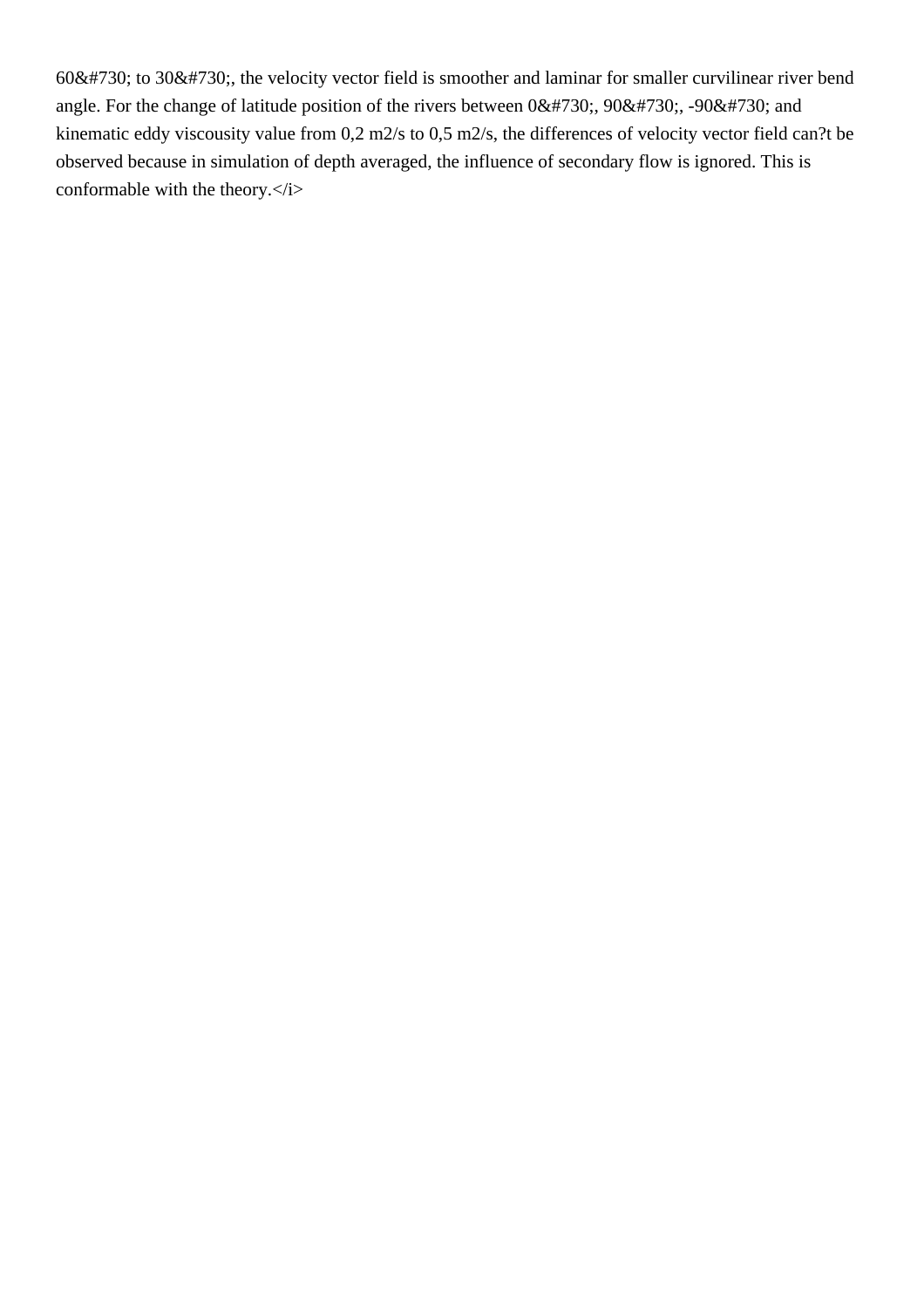60&#730; to 30&#730;, the velocity vector field is smoother and laminar for smaller curvilinear river bend angle. For the change of latitude position of the rivers between 0&#730;, 90&#730;, -90&#730; and kinematic eddy viscousity value from 0,2 m2/s to 0,5 m2/s, the differences of velocity vector field can?t be observed because in simulation of depth averaged, the influence of secondary flow is ignored. This is conformable with the theory.</i>